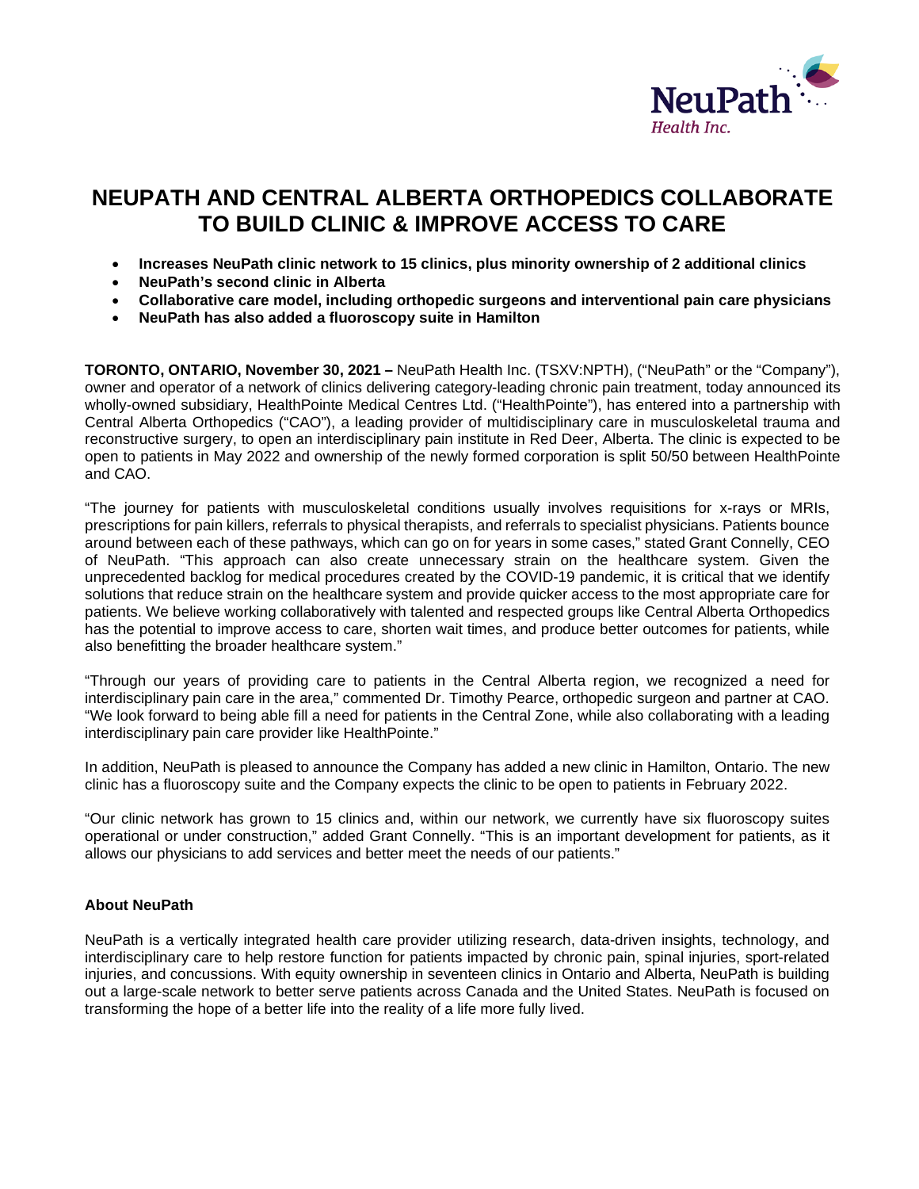NeuPath Health Inc.

# NEUPATH AND CENTRAL ALBERTA ORTHOPEDICS COLLABORATE TO BUILD CLINIC & IMPROVE ACCESS TO CARE

- **Increases NeuPath clinic network to 15 clinics, plus minority ownership of 2 additional clinics**
- **NeuPath's second clinic in Alberta**
- **Collaborative care model, including orthopedic surgeons and interventional pain care physicians**
- **NeuPath has also added a fluoroscopy suite in Hamilton**

**TORONTO, ONTARIO, November 30, 2021 –** NeuPath Health Inc. (TSXV:NPTH), ("NeuPath" or the "Company"), owner and operator of a network of clinics delivering category-leading chronic pain treatment, today announced its wholly-owned subsidiary, HealthPointe Medical Centres Ltd. ("HealthPointe"), has entered into a partnership with Central Alberta Orthopedics ("CAO"), a leading provider of multidisciplinary care in musculoskeletal trauma and reconstructive surgery, to open an interdisciplinary pain institute in Red Deer, Alberta. The clinic is expected to be open to patients in May 2022 and ownership of the newly formed corporation is split 50/50 between HealthPointe and CAO.

"The journey for patients with musculoskeletal conditions usually involves requisitions for x-rays or MRIs, prescriptions for pain killers, referrals to physical therapists, and referrals to specialist physicians. Patients bounce around between each of these pathways, which can go on for years in some cases," stated Grant Connelly, CEO of NeuPath. "This approach can also create unnecessary strain on the healthcare system. Given the unprecedented backlog for medical procedures created by the COVID-19 pandemic, it is critical that we identify solutions that reduce strain on the healthcare system and provide quicker access to the most appropriate care for patients. We believe working collaboratively with talented and respected groups like Central Alberta Orthopedics has the potential to improve access to care, shorten wait times, and produce better outcomes for patients, while also benefitting the broader healthcare system."

"Through our years of providing care to patients in the Central Alberta region, we recognized a need for interdisciplinary pain care in the area," commented Dr. Timothy Pearce, orthopedic surgeon and partner at CAO. "We look forward to being able fill a need for patients in the Central Zone, while also collaborating with a leading interdisciplinary pain care provider like HealthPointe."

In addition, NeuPath is pleased to announce the Company has added a new clinic in Hamilton, Ontario. The new clinic has a fluoroscopy suite and the Company expects the clinic to be open to patients in February 2022.

"Our clinic network has grown to 15 clinics and, within our network, we currently have six fluoroscopy suites operational or under construction," added Grant Connelly. "This is an important development for patients, as it allows our physicians to add services and better meet the needs of our patients."

### About NeuPath

NeuPath is a vertically integrated health care provider utilizing research, data-driven insights, technology, and interdisciplinary care to help restore function for patients impacted by chronic pain, spinal injuries, sport-related injuries, and concussions. With equity ownership in seventeen clinics in Ontario and Alberta, NeuPath is building out a large-scale network to better serve patients across Canada and the United States. NeuPath is focused on transforming the hope of a better life into the reality of a life more fully lived.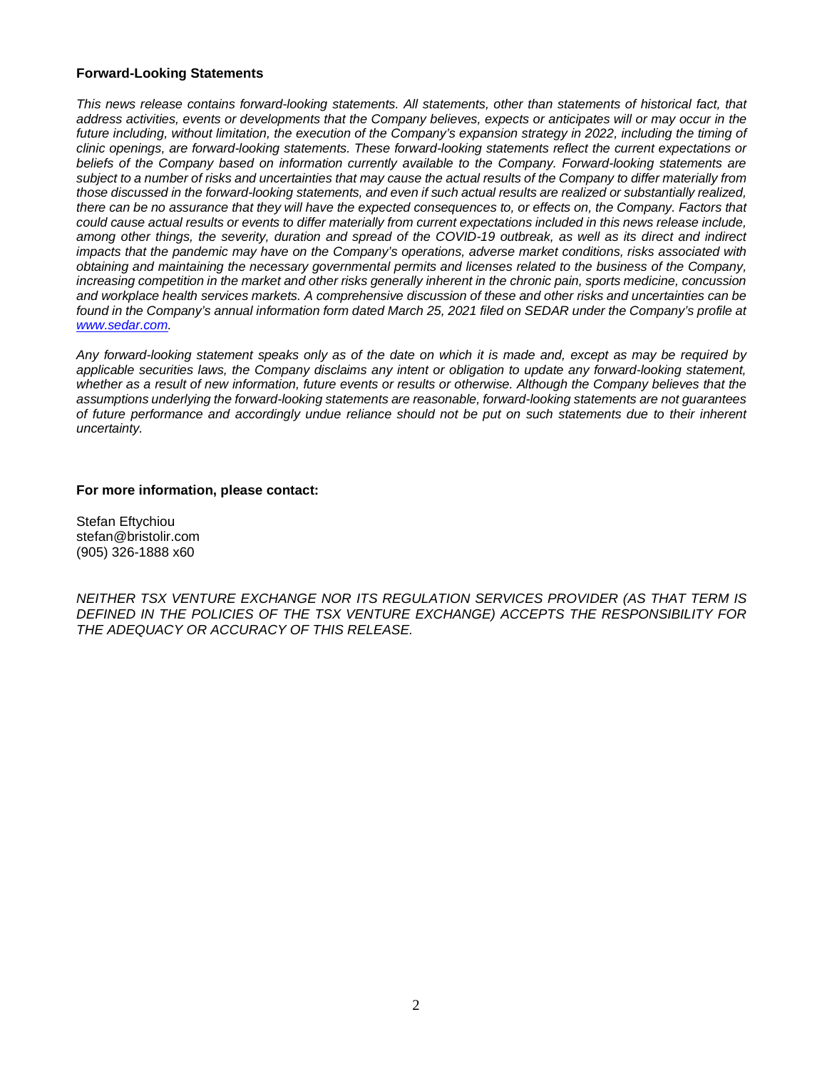**Forward-Looking Statements**

*This news release contains forward-looking statements. All statements, other than statements of historical fact, that address activities, events or developments that the Company believes, expects or anticipates will or may occur in the future including, without limitation, the execution of the Company's expansion strategy in 2022, including the timing of clinic openings, are forward-looking statements. These forward-looking statements reflect the current expectations or beliefs of the Company based on information currently available to the Company. Forward-looking statements are subject to a number of risks and uncertainties that may cause the actual results of the Company to differ materially from those discussed in the forward-looking statements, and even if such actual results are realized or substantially realized, there can be no assurance that they will have the expected consequences to, or effects on, the Company. Factors that could cause actual results or events to differ materially from current expectations included in this news release include, among other things, the severity, duration and spread of the COVID-19 outbreak, as well as its direct and indirect impacts that the pandemic may have on the Company's operations, adverse market conditions, risks associated with obtaining and maintaining the necessary governmental permits and licenses related to the business of the Company, increasing competition in the market and other risks generally inherent in the chronic pain, sports medicine, concussion and workplace health services markets. A comprehensive discussion of these and other risks and uncertainties can be found in the Company's annual information form dated March 25, 2021 filed on SEDAR under the Company's profile at [www.sedar.com](www.sedar.com).*

*Any forward-looking statement speaks only as of the date on which it is made and, except as may be required by applicable securities laws, the Company disclaims any intent or obligation to update any forward-looking statement, whether as a result of new information, future events or results or otherwise. Although the Company believes that the assumptions underlying the forward-looking statements are reasonable, forward-looking statements are not guarantees of future performance and accordingly undue reliance should not be put on such statements due to their inherent uncertainty.*

**For more information, please contact:**

Stefan Eftychiou  
stefan@bristolir.com  
(905) 326-1888 x60

*NEITHER TSX VENTURE EXCHANGE NOR ITS REGULATION SERVICES PROVIDER (AS THAT TERM IS DEFINED IN THE POLICIES OF THE TSX VENTURE EXCHANGE) ACCEPTS THE RESPONSIBILITY FOR THE ADEQUACY OR ACCURACY OF THIS RELEASE.*